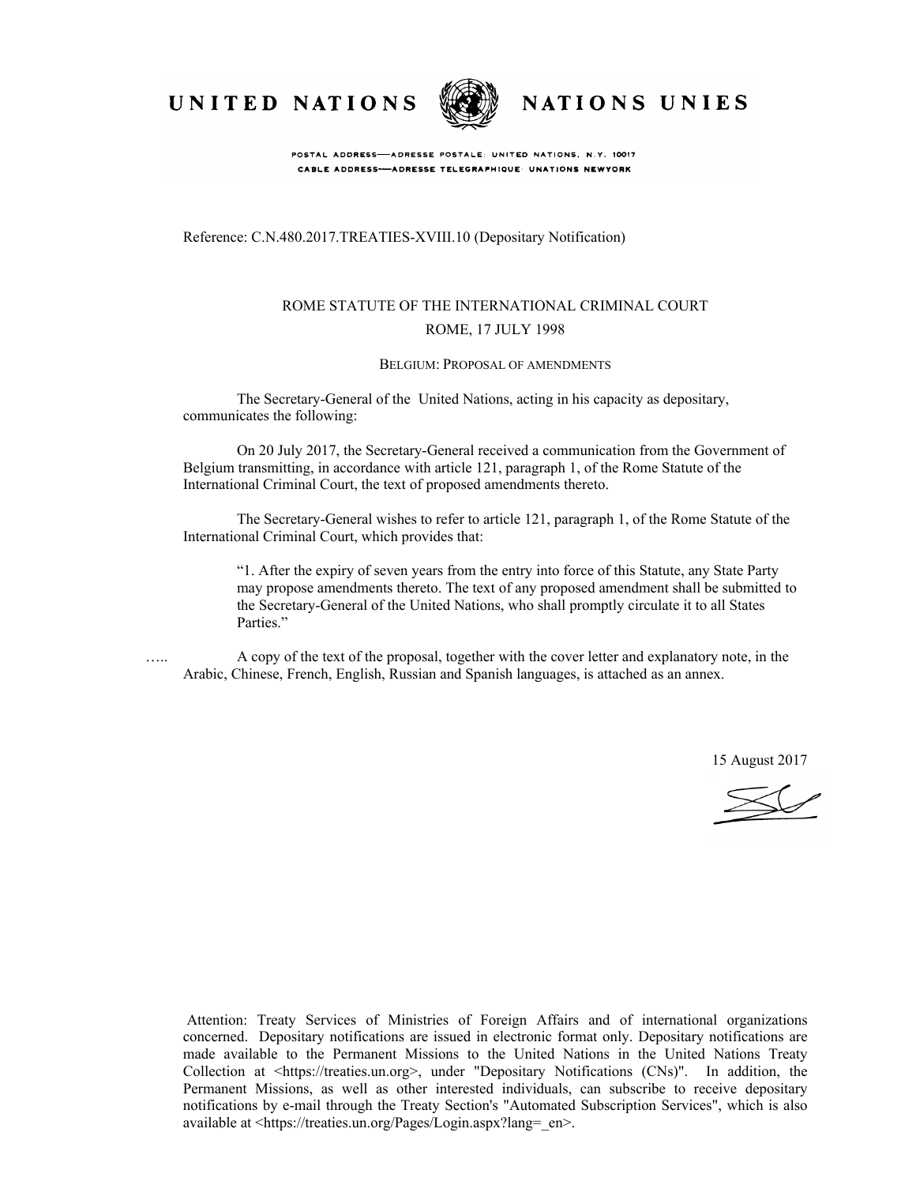UNITED NATIONS NATIONS UNIES

POSTAL ADDRESS—ADRESSE POSTALE: UNITED NATIONS, N.Y. 10017
CABLE ADDRESS—ADRESSE TELEGRAPHIQUE: UNATIONS NEWYORK

Reference: C.N.480.2017.TREATIES-XVIII.10 (Depositary Notification)

ROME STATUTE OF THE INTERNATIONAL CRIMINAL COURT
ROME, 17 JULY 1998

BELGIUM: PROPOSAL OF AMENDMENTS

The Secretary-General of the United Nations, acting in his capacity as depositary, communicates the following:

On 20 July 2017, the Secretary-General received a communication from the Government of Belgium transmitting, in accordance with article 121, paragraph 1, of the Rome Statute of the International Criminal Court, the text of proposed amendments thereto.

The Secretary-General wishes to refer to article 121, paragraph 1, of the Rome Statute of the International Criminal Court, which provides that:

> "1. After the expiry of seven years from the entry into force of this Statute, any State Party may propose amendments thereto. The text of any proposed amendment shall be submitted to the Secretary-General of the United Nations, who shall promptly circulate it to all States Parties."

A copy of the text of the proposal, together with the cover letter and explanatory note, in the Arabic, Chinese, French, English, Russian and Spanish languages, is attached as an annex.

15 August 2017

Attention: Treaty Services of Ministries of Foreign Affairs and of international organizations concerned. Depositary notifications are issued in electronic format only. Depositary notifications are made available to the Permanent Missions to the United Nations in the United Nations Treaty Collection at <https://treaties.un.org>, under "Depositary Notifications (CNs)". In addition, the Permanent Missions, as well as other interested individuals, can subscribe to receive depositary notifications by e-mail through the Treaty Section's "Automated Subscription Services", which is also available at <https://treaties.un.org/Pages/Login.aspx?lang=_en>.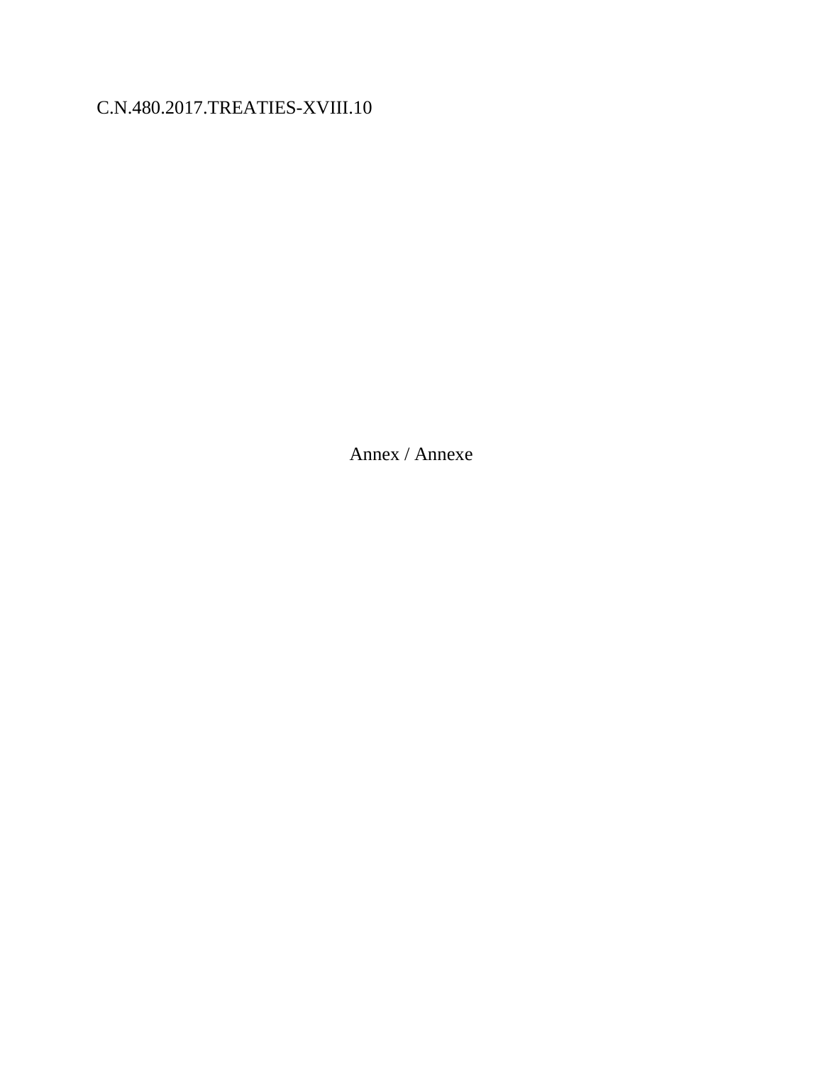C.N.480.2017.TREATIES-XVIII.10

Annex / Annexe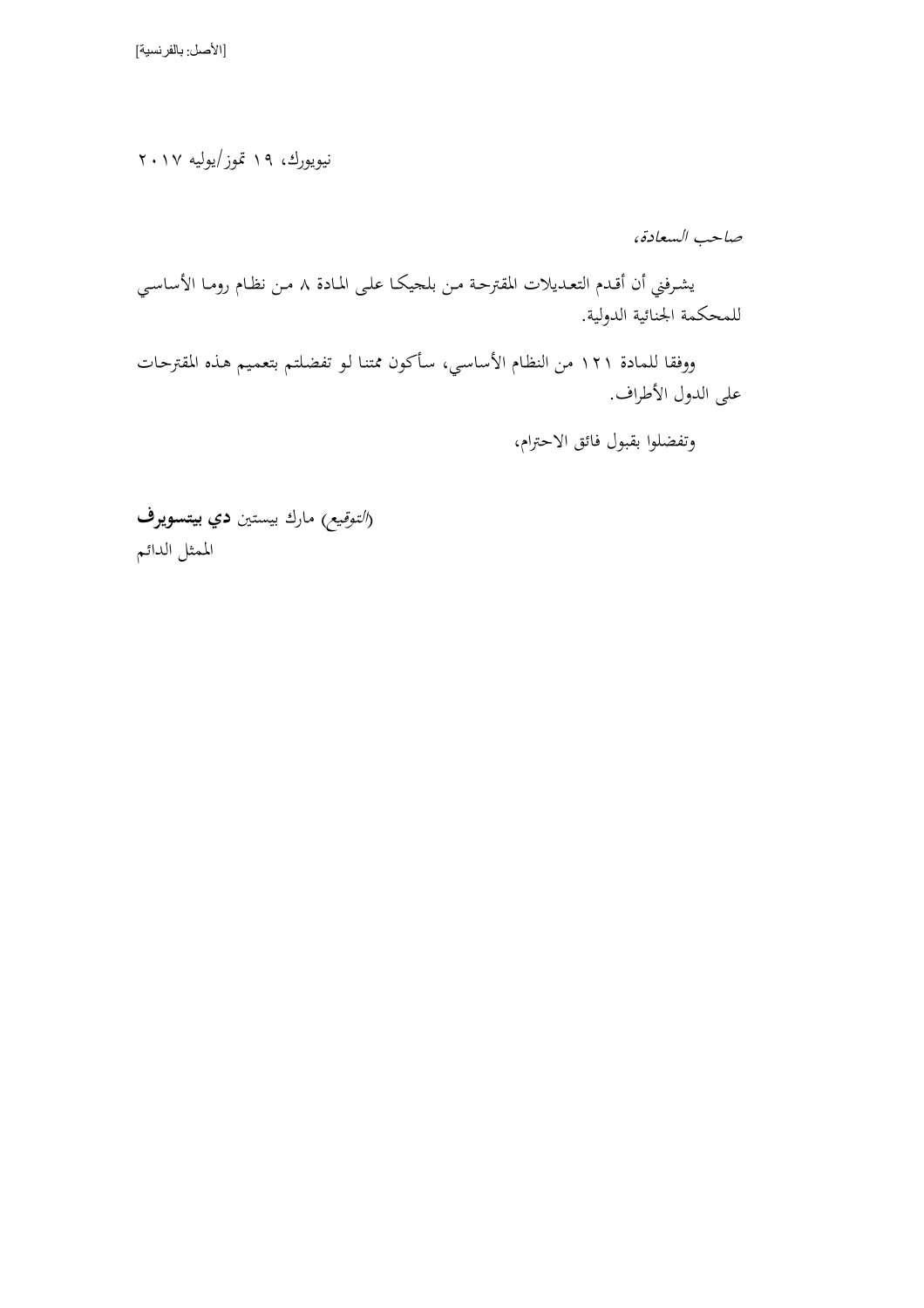[الأصل: بالفرنسية]

نيويورك، ١٩ تموز/يوليه ٢٠١٧

*صاحب السعادة،*

يشرفني أن أقدم التعديلات المقترحة من بلجيكا على المادة ٨ من نظام روما الأساسي للمحكمة الجنائية الدولية.

ووفقا للمادة ١٢١ من النظام الأساسي، سأكون ممتنا لو تفضلتم بتعميم هذه المقترحات على الدول الأطراف.

وتفضلوا بقبول فائق الاحترام،

(*التوقيع*) مارك بيستين **دي بيتسويرف**
الممثل الدائم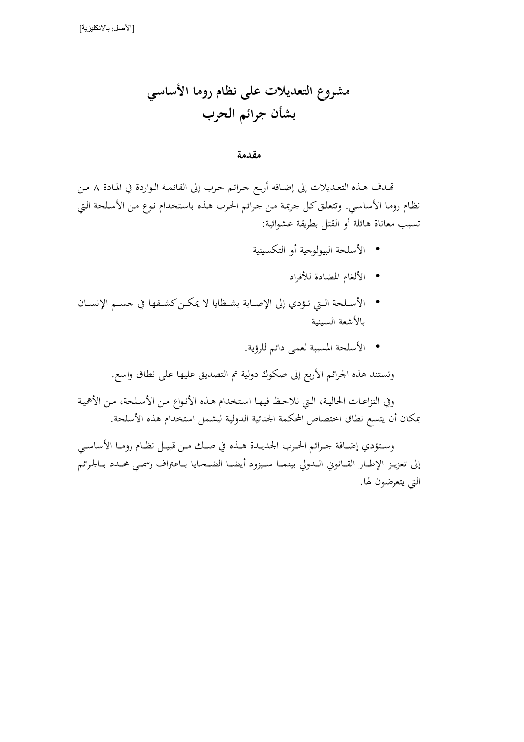[الأصل: بالانكليزية]

# مشروع التعديلات على نظام روما الأساسي بشأن جرائم الحرب

## مقدمة

تهدف هذه التعديلات إلى إضافة أربع جرائم حرب إلى القائمة الواردة في المادة ٨ من نظام روما الأساسي. وتتعلق كل جريمة من جرائم الحرب هذه باستخدام نوع من الأسلحة التي تسبب معاناة هائلة أو القتل بطريقة عشوائية:

- الأسلحة البيولوجية أو التكسينية
- الألغام المضادة للأفراد
- الأسلحة التي تؤدي إلى الإصابة بشظايا لا يمكن كشفها في جسم الإنسان بالأشعة السينية
- الأسلحة المسببة لعمى دائم للرؤية.

وتستند هذه الجرائم الأربع إلى صكوك دولية تم التصديق عليها على نطاق واسع.

وفي النزاعات الحالية، التي نلاحظ فيها استخدام هذه الأنواع من الأسلحة، من الأهمية بمكان أن يتسع نطاق اختصاص المحكمة الجنائية الدولية ليشمل استخدام هذه الأسلحة.

وستؤدي إضافة جرائم الحرب الجديدة هذه في صك من قبيل نظام روما الأساسي إلى تعزيز الإطار القانوني الدولي بينما سيزود أيضا الضحايا باعتراف رسمي محدد بالجرائم التي يتعرضون لها.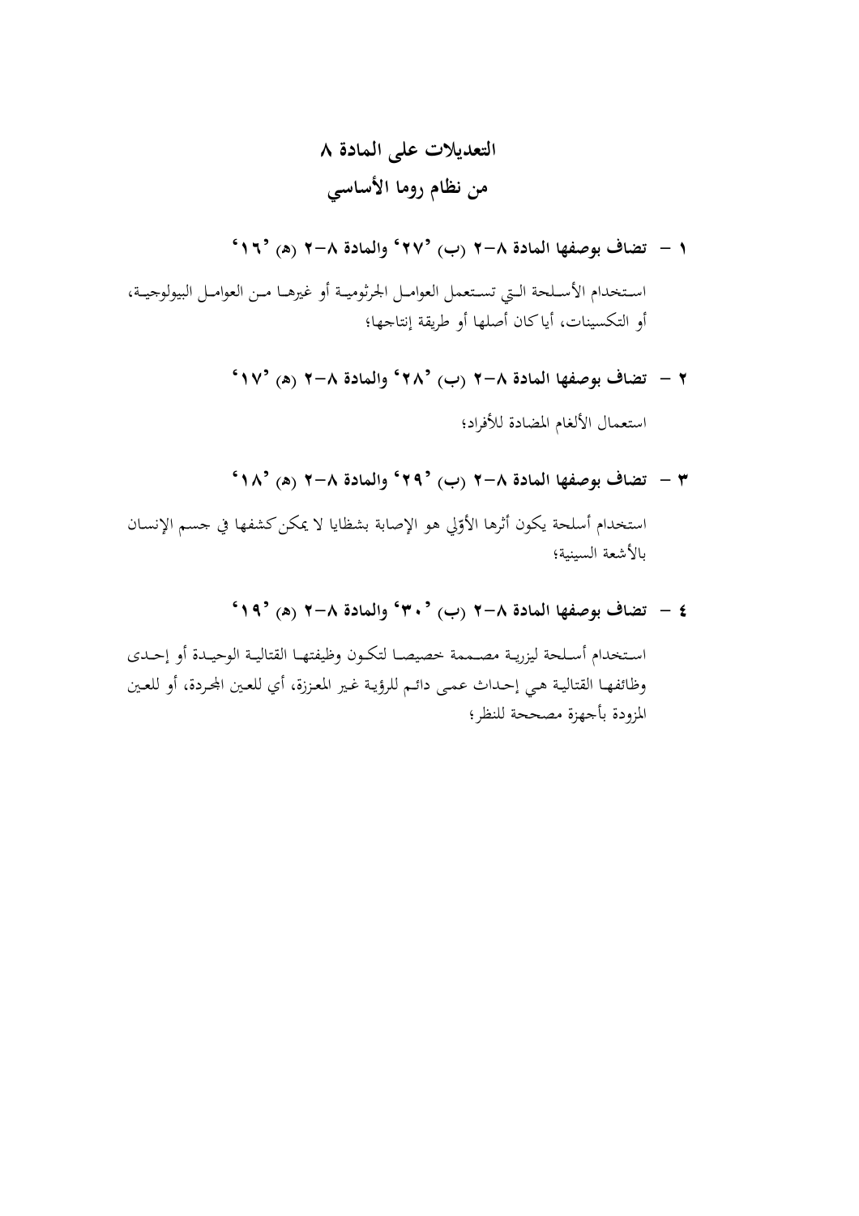# التعديلات على المادة ٨
# من نظام روما الأساسي

### ١ – تضاف بوصفها المادة ٨–٢ (ب) '٢٧' والمادة ٨–٢ (هـ) '١٦'

استخدام الأسلحة التي تستعمل العوامل الجرثومية أو غيرها من العوامل البيولوجية، أو التكسينات، أيا كان أصلها أو طريقة إنتاجها؛

### ٢ – تضاف بوصفها المادة ٨–٢ (ب) '٢٨' والمادة ٨–٢ (هـ) '١٧'

استعمال الألغام المضادة للأفراد؛

### ٣ – تضاف بوصفها المادة ٨–٢ (ب) '٢٩' والمادة ٨–٢ (هـ) '١٨'

استخدام أسلحة يكون أثرها الأوّلي هو الإصابة بشظايا لا يمكن كشفها في جسم الإنسان بالأشعة السينية؛

### ٤ – تضاف بوصفها المادة ٨–٢ (ب) '٣٠' والمادة ٨–٢ (هـ) '١٩'

استخدام أسلحة ليزرية مصممة خصيصا لتكون وظيفتها القتالية الوحيدة أو إحدى وظائفها القتالية هي إحداث عمى دائم للرؤية غير المعززة، أي للعين المجردة، أو للعين المزودة بأجهزة مصححة للنظر؛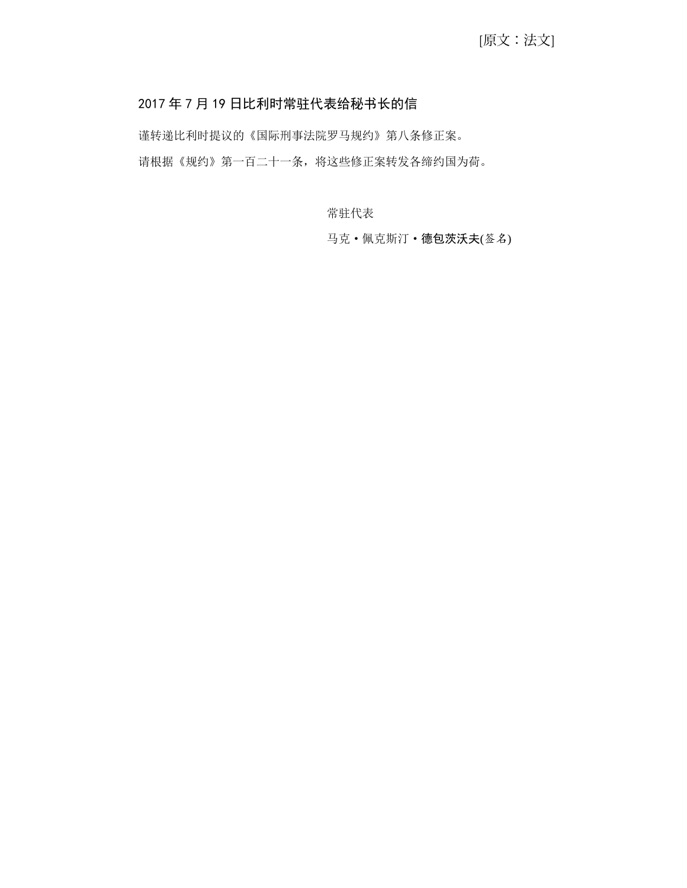[原文：法文]

## 2017 年 7 月 19 日比利时常驻代表给秘书长的信

谨转递比利时提议的《国际刑事法院罗马规约》第八条修正案。

请根据《规约》第一百二十一条，将这些修正案转发各缔约国为荷。

常驻代表

马克·佩克斯汀·德包茨沃夫(签名)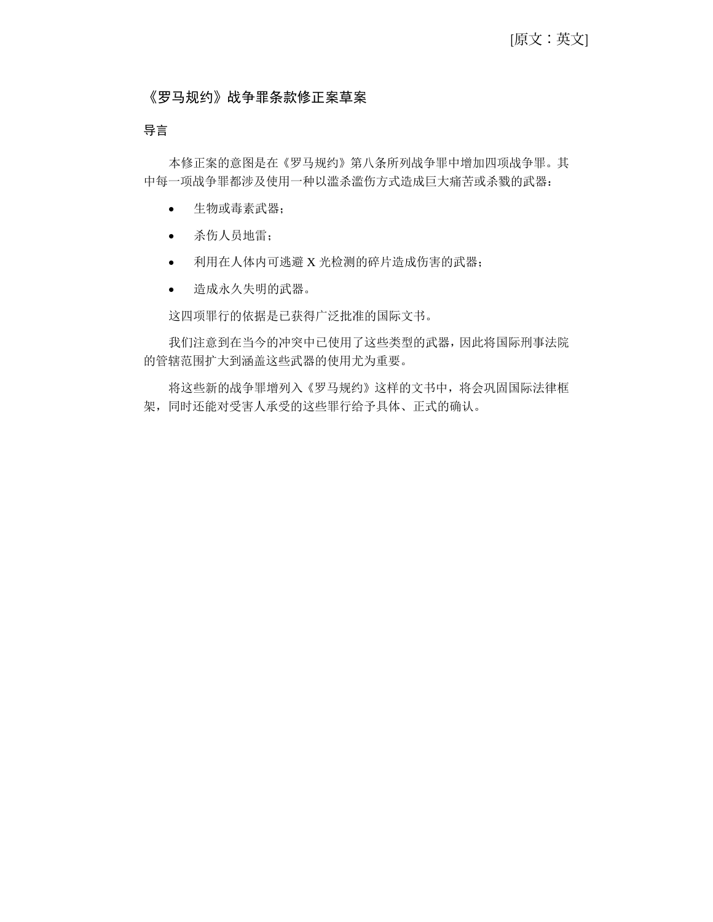[原文：英文]

## 《罗马规约》战争罪条款修正案草案

### 导言

本修正案的意图是在《罗马规约》第八条所列战争罪中增加四项战争罪。其中每一项战争罪都涉及使用一种以滥杀滥伤方式造成巨大痛苦或杀戮的武器：

- 生物或毒素武器；
- 杀伤人员地雷；
- 利用在人体内可逃避 X 光检测的碎片造成伤害的武器；
- 造成永久失明的武器。

这四项罪行的依据是已获得广泛批准的国际文书。

我们注意到在当今的冲突中已使用了这些类型的武器，因此将国际刑事法院的管辖范围扩大到涵盖这些武器的使用尤为重要。

将这些新的战争罪增列入《罗马规约》这样的文书中，将会巩固国际法律框架，同时还能对受害人承受的这些罪行给予具体、正式的确认。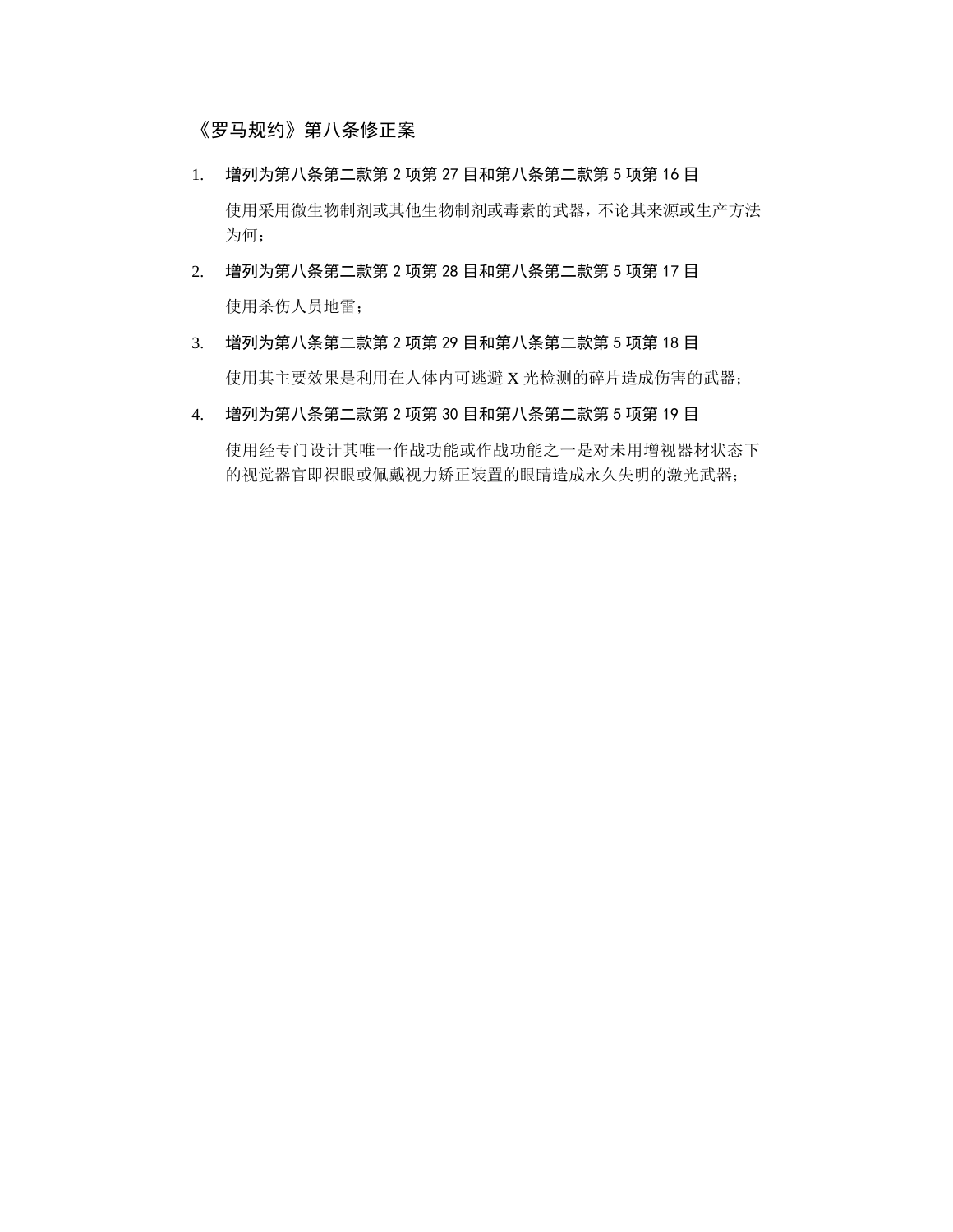## 《罗马规约》第八条修正案

1. **增列为第八条第二款第 2 项第 27 目和第八条第二款第 5 项第 16 目**

   使用采用微生物制剂或其他生物制剂或毒素的武器，不论其来源或生产方法为何；

2. **增列为第八条第二款第 2 项第 28 目和第八条第二款第 5 项第 17 目**

   使用杀伤人员地雷；

3. **增列为第八条第二款第 2 项第 29 目和第八条第二款第 5 项第 18 目**

   使用其主要效果是利用在人体内可逃避 X 光检测的碎片造成伤害的武器；

4. **增列为第八条第二款第 2 项第 30 目和第八条第二款第 5 项第 19 目**

   使用经专门设计其唯一作战功能或作战功能之一是对未用增视器材状态下的视觉器官即裸眼或佩戴视力矫正装置的眼睛造成永久失明的激光武器；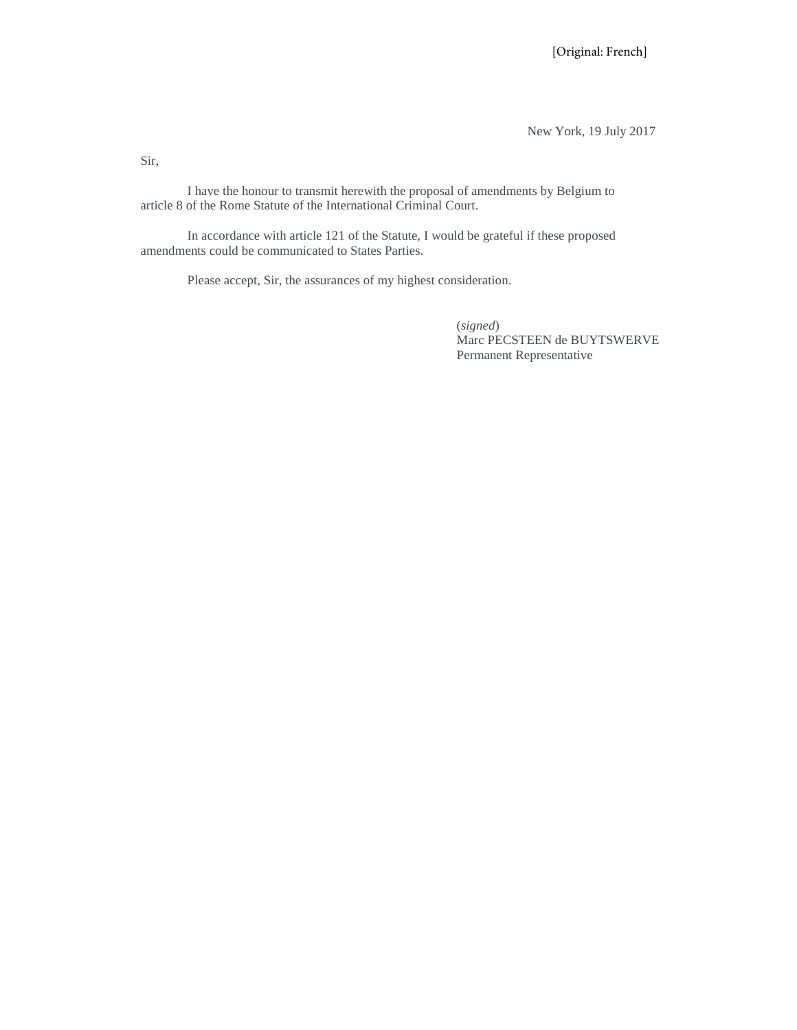[Original: French]

New York, 19 July 2017

Sir,

I have the honour to transmit herewith the proposal of amendments by Belgium to article 8 of the Rome Statute of the International Criminal Court.

In accordance with article 121 of the Statute, I would be grateful if these proposed amendments could be communicated to States Parties.

Please accept, Sir, the assurances of my highest consideration.

(*signed*)
Marc PECSTEEN de BUYTSWERVE
Permanent Representative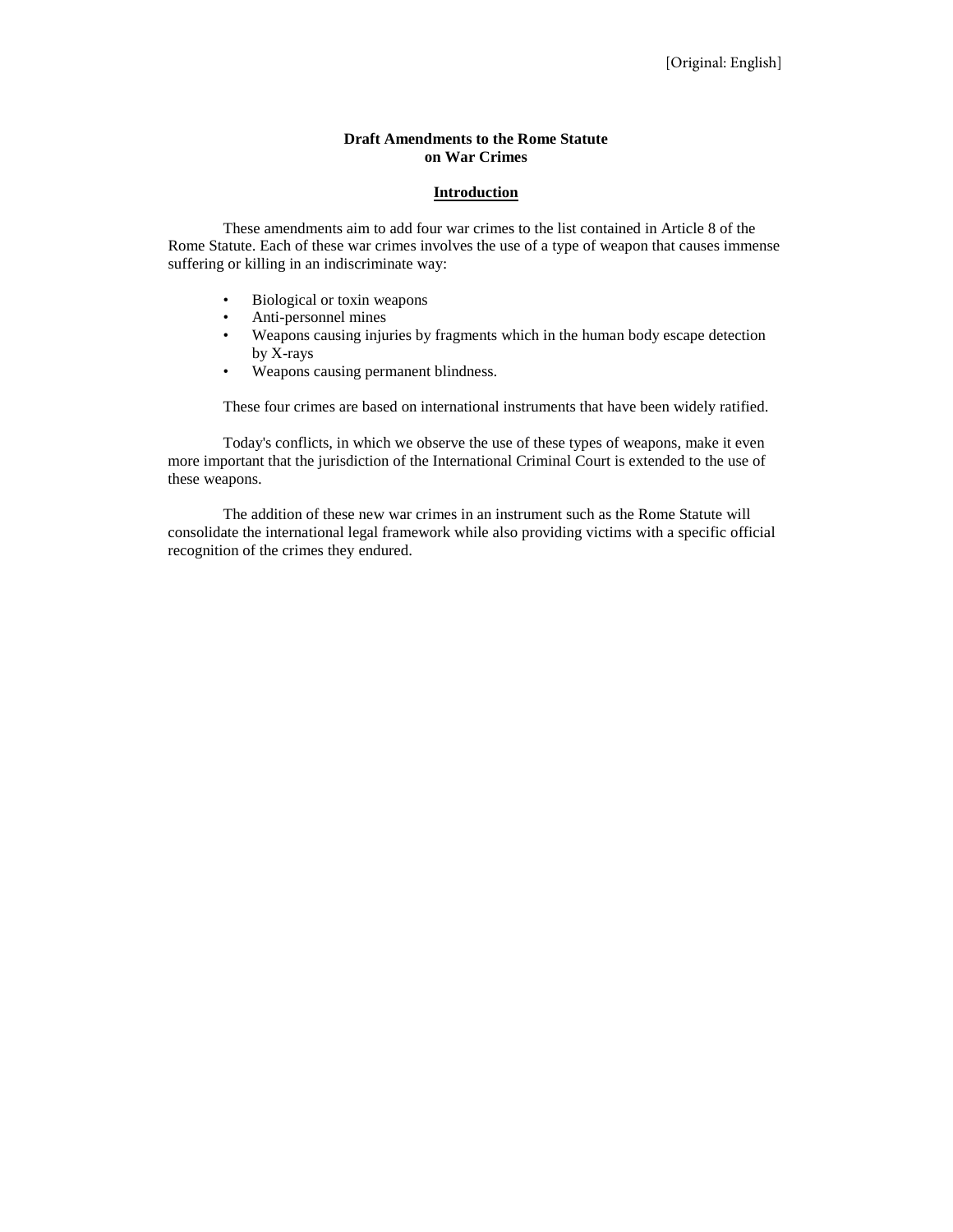[Original: English]

**Draft Amendments to the Rome Statute on War Crimes**

**Introduction**

These amendments aim to add four war crimes to the list contained in Article 8 of the Rome Statute. Each of these war crimes involves the use of a type of weapon that causes immense suffering or killing in an indiscriminate way:

- Biological or toxin weapons
- Anti-personnel mines
- Weapons causing injuries by fragments which in the human body escape detection by X-rays
- Weapons causing permanent blindness.

These four crimes are based on international instruments that have been widely ratified.

Today's conflicts, in which we observe the use of these types of weapons, make it even more important that the jurisdiction of the International Criminal Court is extended to the use of these weapons.

The addition of these new war crimes in an instrument such as the Rome Statute will consolidate the international legal framework while also providing victims with a specific official recognition of the crimes they endured.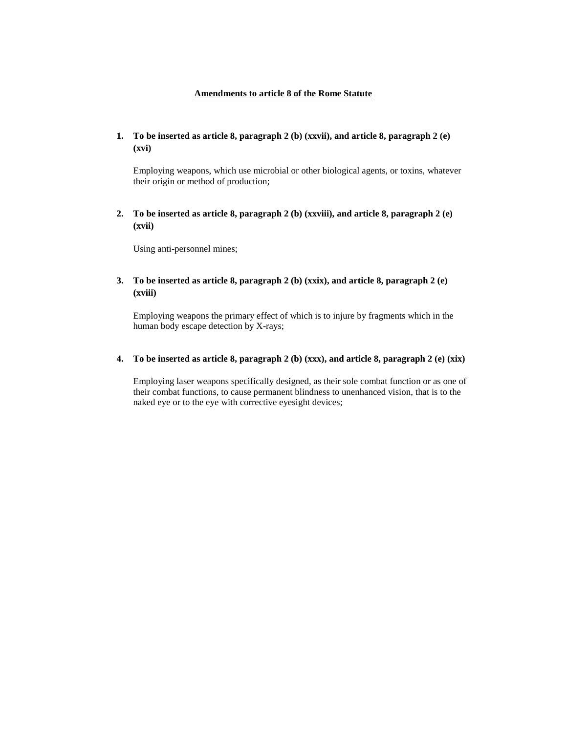**<u>Amendments to article 8 of the Rome Statute</u>**

1. **To be inserted as article 8, paragraph 2 (b) (xxvii), and article 8, paragraph 2 (e) (xvi)**

   Employing weapons, which use microbial or other biological agents, or toxins, whatever their origin or method of production;

2. **To be inserted as article 8, paragraph 2 (b) (xxviii), and article 8, paragraph 2 (e) (xvii)**

   Using anti-personnel mines;

3. **To be inserted as article 8, paragraph 2 (b) (xxix), and article 8, paragraph 2 (e) (xviii)**

   Employing weapons the primary effect of which is to injure by fragments which in the human body escape detection by X-rays;

4. **To be inserted as article 8, paragraph 2 (b) (xxx), and article 8, paragraph 2 (e) (xix)**

   Employing laser weapons specifically designed, as their sole combat function or as one of their combat functions, to cause permanent blindness to unenhanced vision, that is to the naked eye or to the eye with corrective eyesight devices;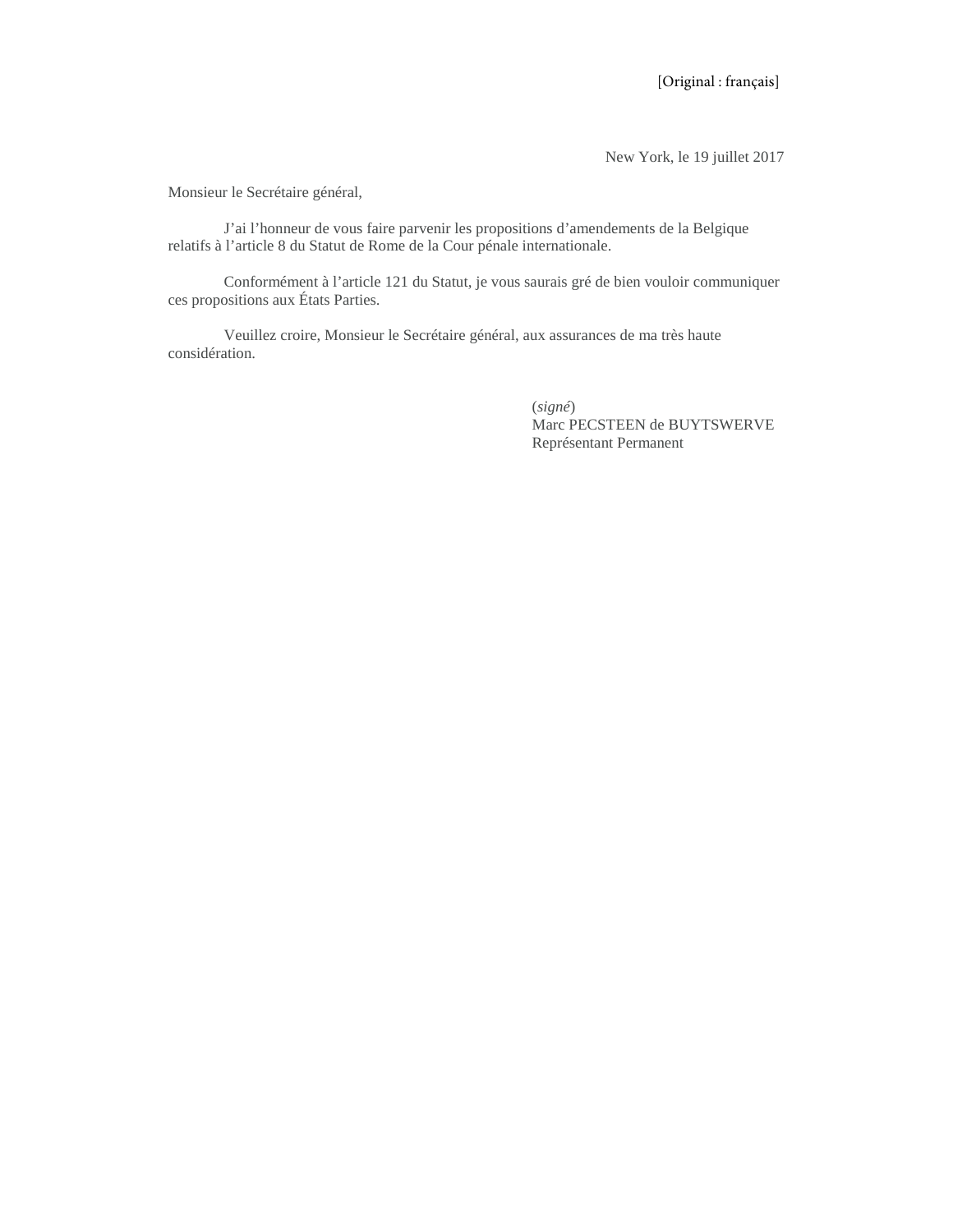[Original : français]

New York, le 19 juillet 2017

Monsieur le Secrétaire général,

J’ai l’honneur de vous faire parvenir les propositions d’amendements de la Belgique relatifs à l’article 8 du Statut de Rome de la Cour pénale internationale.

Conformément à l’article 121 du Statut, je vous saurais gré de bien vouloir communiquer ces propositions aux États Parties.

Veuillez croire, Monsieur le Secrétaire général, aux assurances de ma très haute considération.

(*signé*)
Marc PECSTEEN de BUYTSWERVE
Représentant Permanent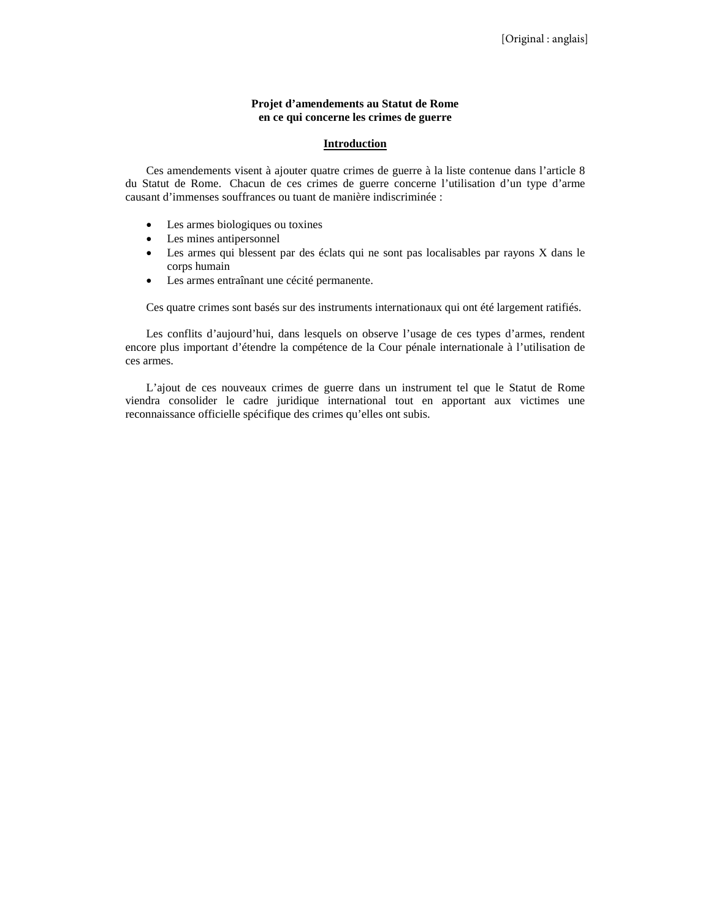[Original : anglais]

**Projet d'amendements au Statut de Rome**
**en ce qui concerne les crimes de guerre**

## Introduction

Ces amendements visent à ajouter quatre crimes de guerre à la liste contenue dans l'article 8 du Statut de Rome. Chacun de ces crimes de guerre concerne l'utilisation d'un type d'arme causant d'immenses souffrances ou tuant de manière indiscriminée :

- Les armes biologiques ou toxines
- Les mines antipersonnel
- Les armes qui blessent par des éclats qui ne sont pas localisables par rayons X dans le corps humain
- Les armes entraînant une cécité permanente.

Ces quatre crimes sont basés sur des instruments internationaux qui ont été largement ratifiés.

Les conflits d'aujourd'hui, dans lesquels on observe l'usage de ces types d'armes, rendent encore plus important d'étendre la compétence de la Cour pénale internationale à l'utilisation de ces armes.

L'ajout de ces nouveaux crimes de guerre dans un instrument tel que le Statut de Rome viendra consolider le cadre juridique international tout en apportant aux victimes une reconnaissance officielle spécifique des crimes qu'elles ont subis.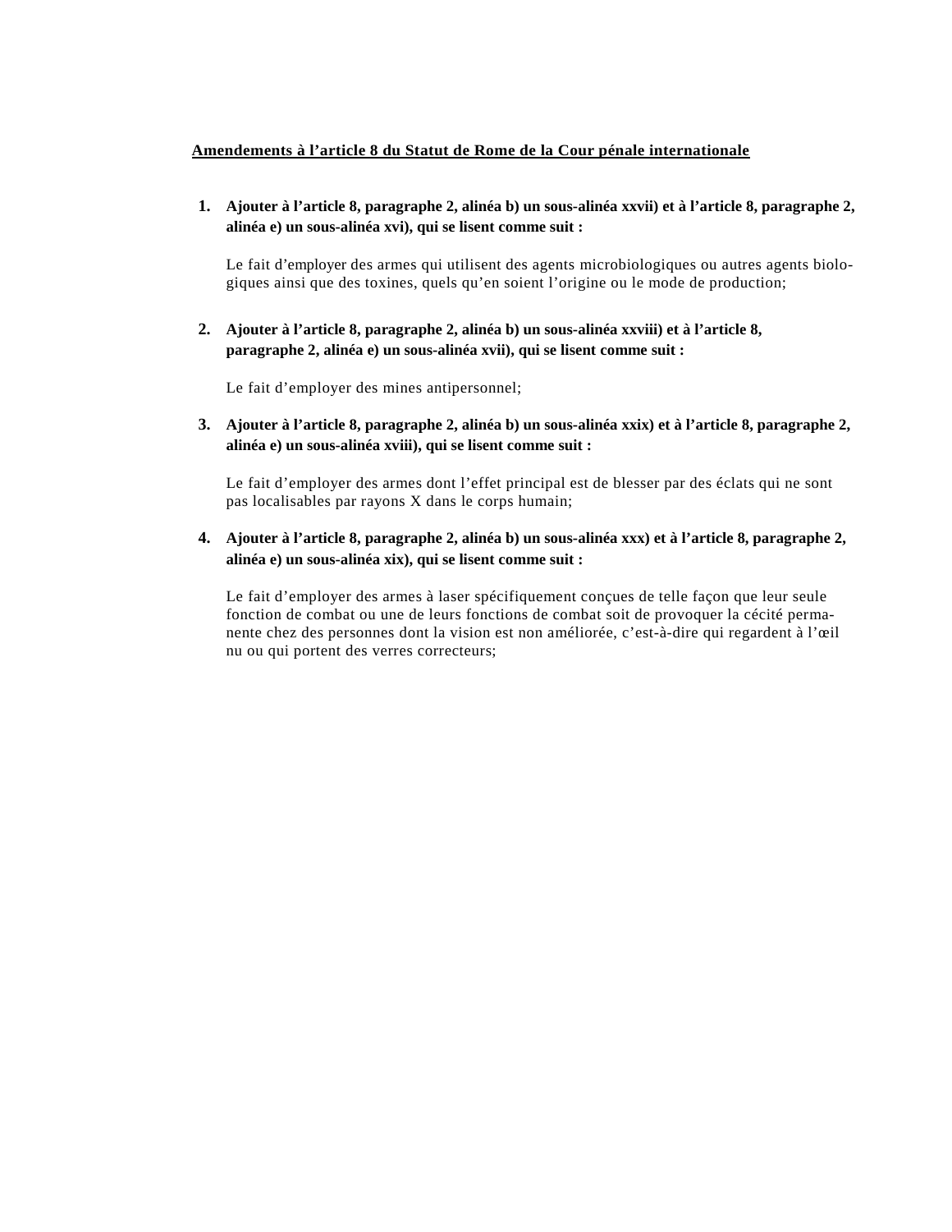**<u>Amendements à l’article 8 du Statut de Rome de la Cour pénale internationale</u>**

1. **Ajouter à l’article 8, paragraphe 2, alinéa b) un sous-alinéa xxvii) et à l’article 8, paragraphe 2, alinéa e) un sous-alinéa xvi), qui se lisent comme suit :**

   Le fait d’employer des armes qui utilisent des agents microbiologiques ou autres agents biologiques ainsi que des toxines, quels qu’en soient l’origine ou le mode de production;

2. **Ajouter à l’article 8, paragraphe 2, alinéa b) un sous-alinéa xxviii) et à l’article 8, paragraphe 2, alinéa e) un sous-alinéa xvii), qui se lisent comme suit :**

   Le fait d’employer des mines antipersonnel;

3. **Ajouter à l’article 8, paragraphe 2, alinéa b) un sous-alinéa xxix) et à l’article 8, paragraphe 2, alinéa e) un sous-alinéa xviii), qui se lisent comme suit :**

   Le fait d’employer des armes dont l’effet principal est de blesser par des éclats qui ne sont pas localisables par rayons X dans le corps humain;

4. **Ajouter à l’article 8, paragraphe 2, alinéa b) un sous-alinéa xxx) et à l’article 8, paragraphe 2, alinéa e) un sous-alinéa xix), qui se lisent comme suit :**

   Le fait d’employer des armes à laser spécifiquement conçues de telle façon que leur seule fonction de combat ou une de leurs fonctions de combat soit de provoquer la cécité permanente chez des personnes dont la vision est non améliorée, c’est-à-dire qui regardent à l’œil nu ou qui portent des verres correcteurs;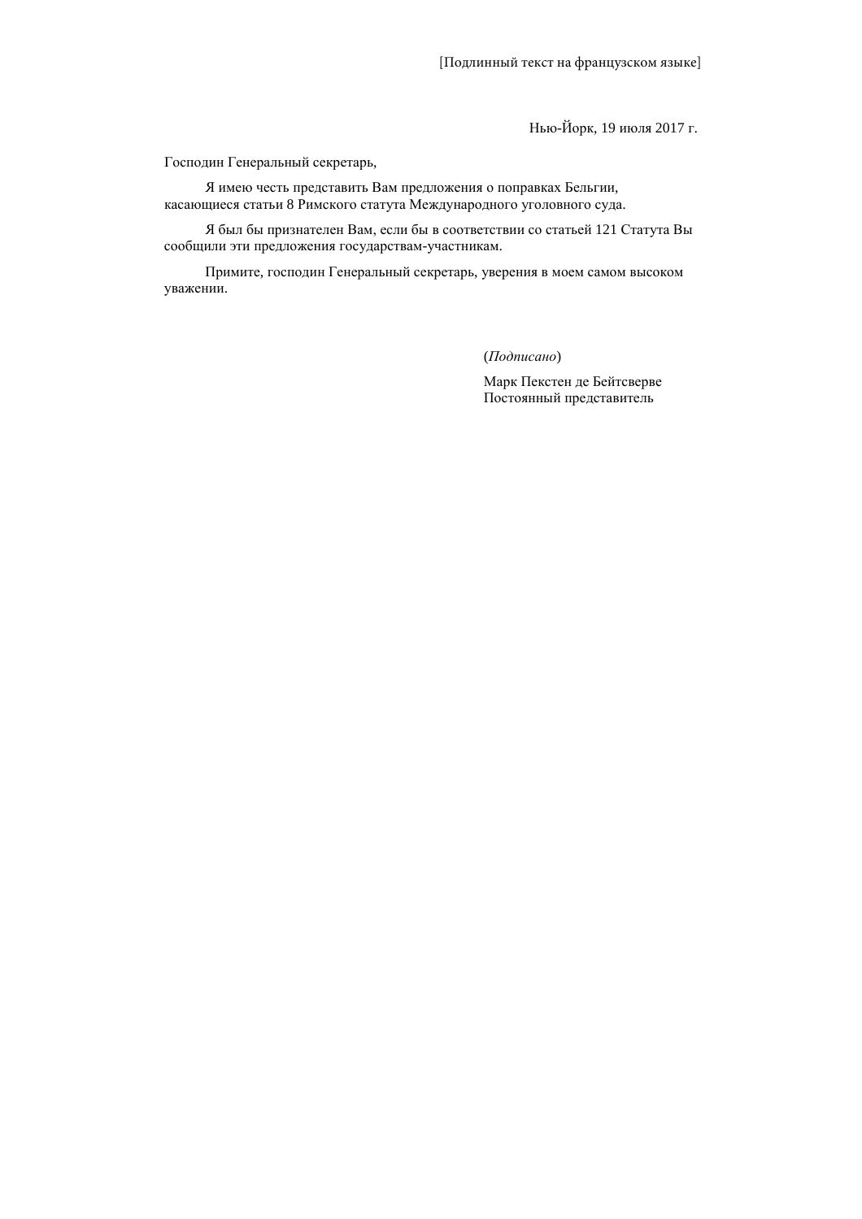[Подлинный текст на французском языке]

Нью-Йорк, 19 июля 2017 г.

Господин Генеральный секретарь,

Я имею честь представить Вам предложения о поправках Бельгии, касающиеся статьи 8 Римского статута Международного уголовного суда.

Я был бы признателен Вам, если бы в соответствии со статьей 121 Статута Вы сообщили эти предложения государствам-участникам.

Примите, господин Генеральный секретарь, уверения в моем самом высоком уважении.

(*Подписано*)

Марк Пекстен де Бейтсверве
Постоянный представитель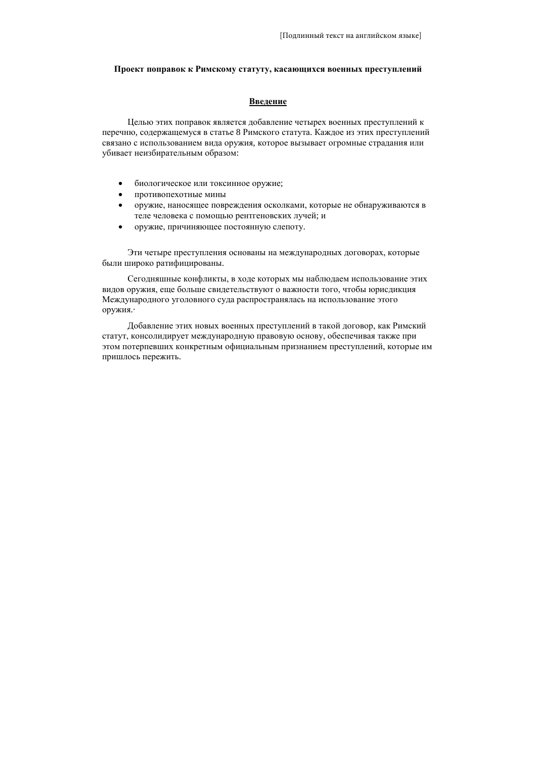[Подлинный текст на английском языке]

**Проект поправок к Римскому статуту, касающихся военных преступлений**

**Введение**

Целью этих поправок является добавление четырех военных преступлений к перечню, содержащемуся в статье 8 Римского статута. Каждое из этих преступлений связано с использованием вида оружия, которое вызывает огромные страдания или убивает неизбирательным образом:

- биологическое или токсинное оружие;
- противопехотные мины
- оружие, наносящее повреждения осколками, которые не обнаруживаются в теле человека с помощью рентгеновских лучей; и
- оружие, причиняющее постоянную слепоту.

Эти четыре преступления основаны на международных договорах, которые были широко ратифицированы.

Сегодняшные конфликты, в ходе которых мы наблюдаем использование этих видов оружия, еще больше свидетельствуют о важности того, чтобы юрисдикция Международного уголовного суда распространялась на использование этого оружия.·

Добавление этих новых военных преступлений в такой договор, как Римский статут, консолидирует международную правовую основу, обеспечивая также при этом потерпевших конкретным официальным признанием преступлений, которые им пришлось пережить.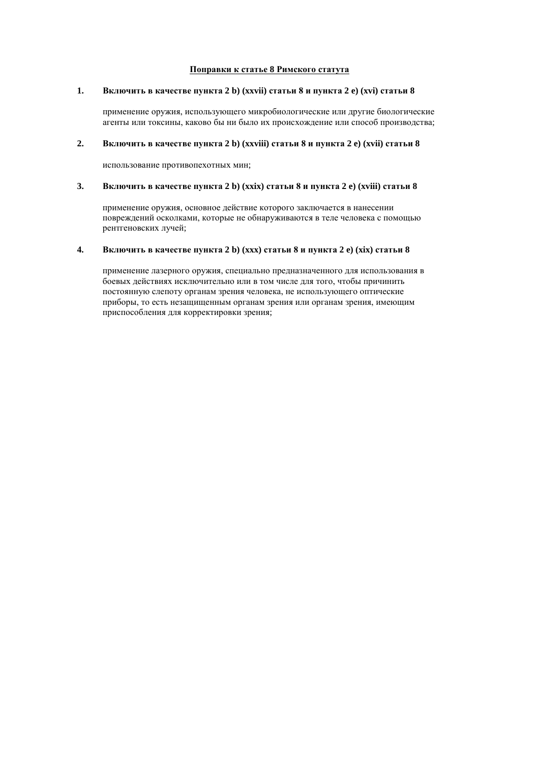## <u>Поправки к статье 8 Римского статута</u>

**1. Включить в качестве пункта 2 b) (xxvii) статьи 8 и пункта 2 e) (xvi) статьи 8**

применение оружия, использующего микробиологические или другие биологические агенты или токсины, каково бы ни было их происхождение или способ производства;

**2. Включить в качестве пункта 2 b) (xxviii) статьи 8 и пункта 2 e) (xvii) статьи 8**

использование противопехотных мин;

**3. Включить в качестве пункта 2 b) (xxix) статьи 8 и пункта 2 e) (xviii) статьи 8**

применение оружия, основное действие которого заключается в нанесении повреждений осколками, которые не обнаруживаются в теле человека с помощью рентгеновских лучей;

**4. Включить в качестве пункта 2 b) (xxx) статьи 8 и пункта 2 e) (xix) статьи 8**

применение лазерного оружия, специально предназначенного для использования в боевых действиях исключительно или в том числе для того, чтобы причинить постоянную слепоту органам зрения человека, не использующего оптические приборы, то есть незащищенным органам зрения или органам зрения, имеющим приспособления для корректировки зрения;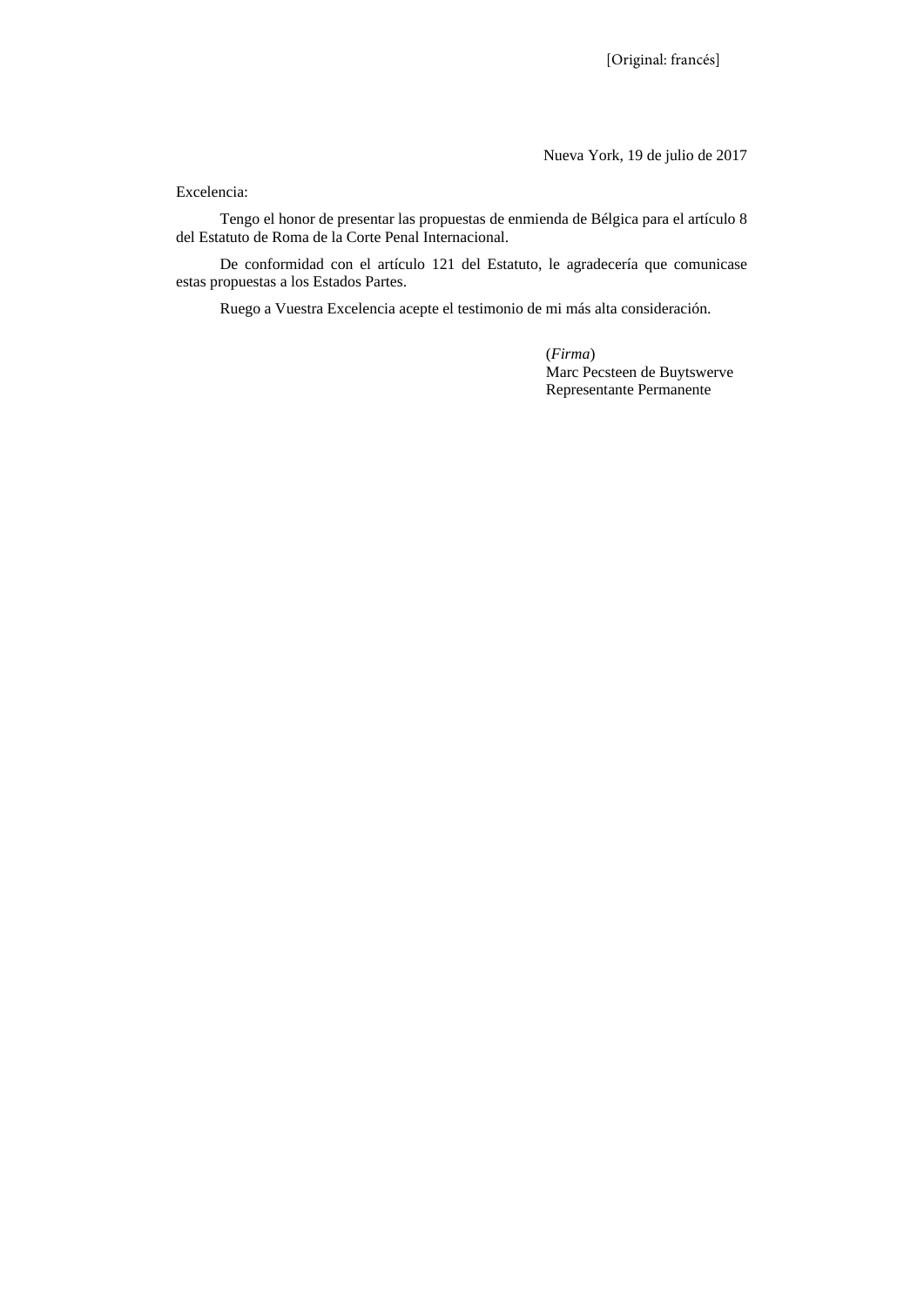[Original: francés]

Nueva York, 19 de julio de 2017

Excelencia:

Tengo el honor de presentar las propuestas de enmienda de Bélgica para el artículo 8 del Estatuto de Roma de la Corte Penal Internacional.

De conformidad con el artículo 121 del Estatuto, le agradecería que comunicase estas propuestas a los Estados Partes.

Ruego a Vuestra Excelencia acepte el testimonio de mi más alta consideración.

(*Firma*)
Marc Pecsteen de Buytswerve
Representante Permanente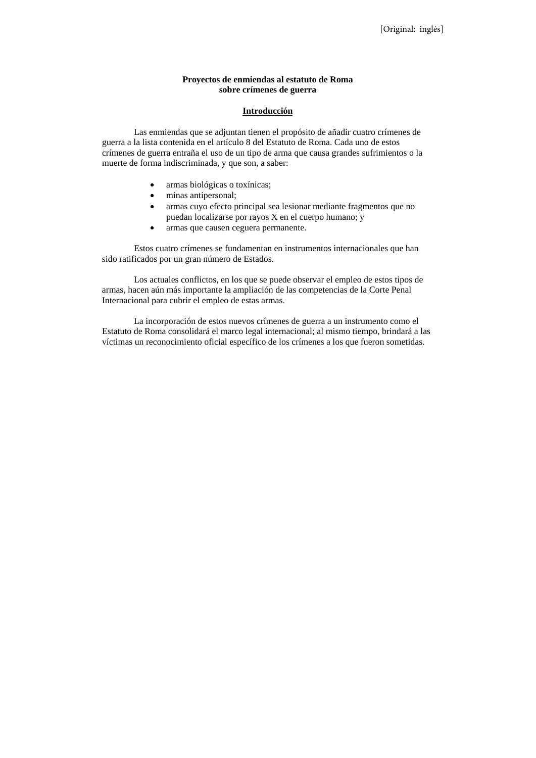[Original: inglés]

**Proyectos de enmiendas al estatuto de Roma sobre crímenes de guerra**

**Introducción**

Las enmiendas que se adjuntan tienen el propósito de añadir cuatro crímenes de guerra a la lista contenida en el artículo 8 del Estatuto de Roma. Cada uno de estos crímenes de guerra entraña el uso de un tipo de arma que causa grandes sufrimientos o la muerte de forma indiscriminada, y que son, a saber:

- armas biológicas o toxínicas;
- minas antipersonal;
- armas cuyo efecto principal sea lesionar mediante fragmentos que no puedan localizarse por rayos X en el cuerpo humano; y
- armas que causen ceguera permanente.

Estos cuatro crímenes se fundamentan en instrumentos internacionales que han sido ratificados por un gran número de Estados.

Los actuales conflictos, en los que se puede observar el empleo de estos tipos de armas, hacen aún más importante la ampliación de las competencias de la Corte Penal Internacional para cubrir el empleo de estas armas.

La incorporación de estos nuevos crímenes de guerra a un instrumento como el Estatuto de Roma consolidará el marco legal internacional; al mismo tiempo, brindará a las víctimas un reconocimiento oficial específico de los crímenes a los que fueron sometidas.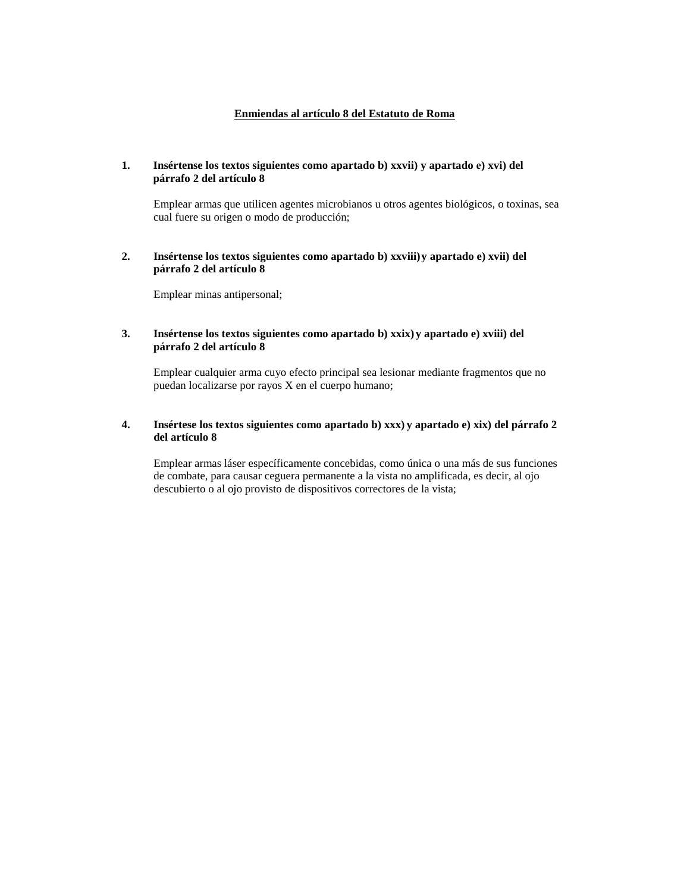# Enmiendas al artículo 8 del Estatuto de Roma

1. **Insértense los textos siguientes como apartado b) xxvii) y apartado e) xvi) del párrafo 2 del artículo 8**

   Emplear armas que utilicen agentes microbianos u otros agentes biológicos, o toxinas, sea cual fuere su origen o modo de producción;

2. **Insértense los textos siguientes como apartado b) xxviii) y apartado e) xvii) del párrafo 2 del artículo 8**

   Emplear minas antipersonal;

3. **Insértense los textos siguientes como apartado b) xxix) y apartado e) xviii) del párrafo 2 del artículo 8**

   Emplear cualquier arma cuyo efecto principal sea lesionar mediante fragmentos que no puedan localizarse por rayos X en el cuerpo humano;

4. **Insértese los textos siguientes como apartado b) xxx) y apartado e) xix) del párrafo 2 del artículo 8**

   Emplear armas láser específicamente concebidas, como única o una más de sus funciones de combate, para causar ceguera permanente a la vista no amplificada, es decir, al ojo descubierto o al ojo provisto de dispositivos correctores de la vista;